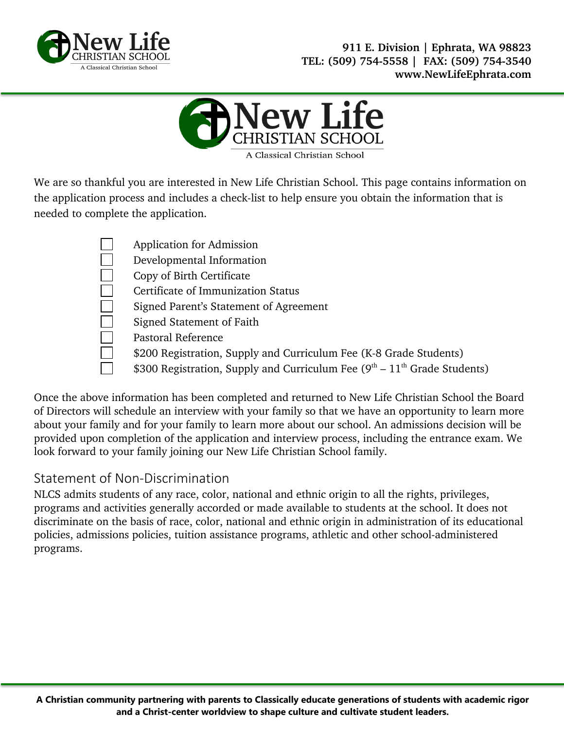911 E. Division | Ephrata, WA 98823
TEL: (509) 754-5558 | FAX: (509) 754-3540
www.NewLifeEphrata.com

# New Life CHRISTIAN SCHOOL

A Classical Christian School

We are so thankful you are interested in New Life Christian School. This page contains information on the application process and includes a check-list to help ensure you obtain the information that is needed to complete the application.

- ☐ Application for Admission
- ☐ Developmental Information
- ☐ Copy of Birth Certificate
- ☐ Certificate of Immunization Status
- ☐ Signed Parent's Statement of Agreement
- ☐ Signed Statement of Faith
- ☐ Pastoral Reference
- ☐ $200 Registration, Supply and Curriculum Fee (K-8 Grade Students)
- ☐ $300 Registration, Supply and Curriculum Fee (9th – 11th Grade Students)

Once the above information has been completed and returned to New Life Christian School the Board of Directors will schedule an interview with your family so that we have an opportunity to learn more about your family and for your family to learn more about our school. An admissions decision will be provided upon completion of the application and interview process, including the entrance exam. We look forward to your family joining our New Life Christian School family.

## Statement of Non-Discrimination

NLCS admits students of any race, color, national and ethnic origin to all the rights, privileges, programs and activities generally accorded or made available to students at the school. It does not discriminate on the basis of race, color, national and ethnic origin in administration of its educational policies, admissions policies, tuition assistance programs, athletic and other school-administered programs.

**A Christian community partnering with parents to Classically educate generations of students with academic rigor and a Christ-center worldview to shape culture and cultivate student leaders.**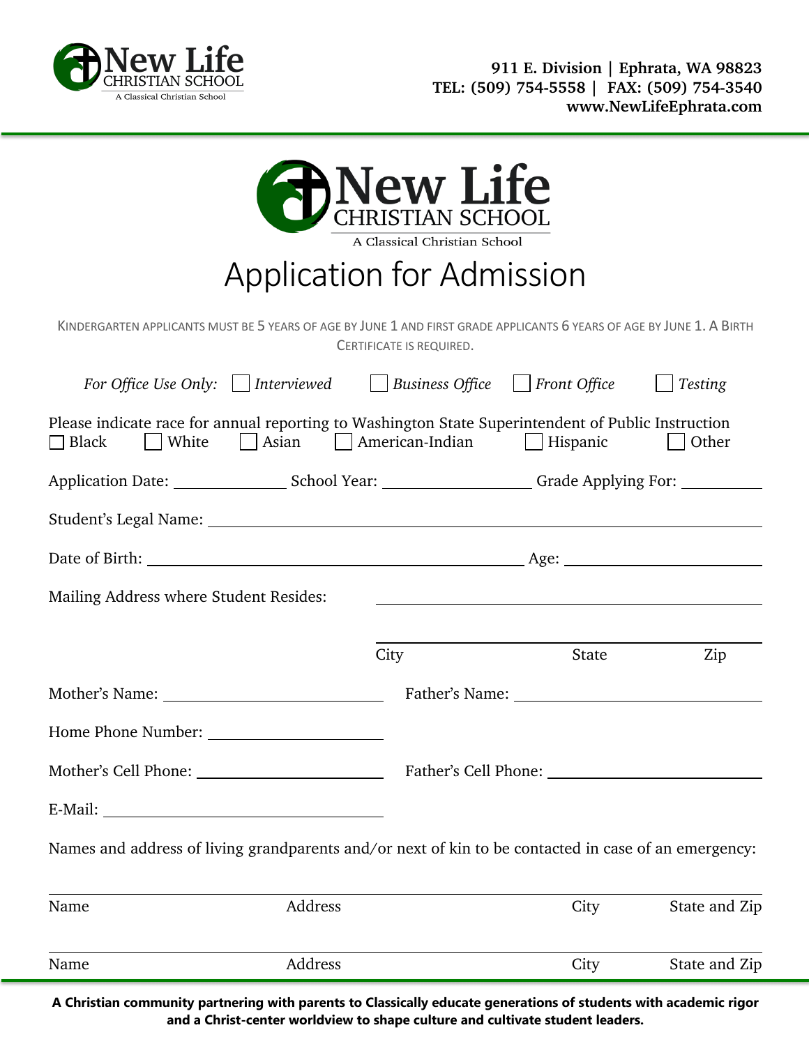**911 E. Division | Ephrata, WA 98823**
**TEL: (509) 754-5558 | FAX: (509) 754-3540**
**www.NewLifeEphrata.com**

New Life CHRISTIAN SCHOOL
A Classical Christian School

# Application for Admission

KINDERGARTEN APPLICANTS MUST BE 5 YEARS OF AGE BY JUNE 1 AND FIRST GRADE APPLICANTS 6 YEARS OF AGE BY JUNE 1. A BIRTH CERTIFICATE IS REQUIRED.

*For Office Use Only:* ☐ *Interviewed* ☐ *Business Office* ☐ *Front Office* ☐ *Testing*

Please indicate race for annual reporting to Washington State Superintendent of Public Instruction
☐ Black ☐ White ☐ Asian ☐ American-Indian ☐ Hispanic ☐ Other

Application Date: ______________ School Year: __________________ Grade Applying For: __________

Student's Legal Name: ____________________________________________________________

Date of Birth: ______________________________________________ Age: ________________________

Mailing Address where Student Resides: ______________________________________________

______________________________________________
City State Zip

Mother's Name: ___________________________ Father's Name: ______________________________

Home Phone Number: ______________________

Mother's Cell Phone: ______________________ Father's Cell Phone: __________________________

E-Mail: _________________________________

Names and address of living grandparents and/or next of kin to be contacted in case of an emergency:

______________________________________________________________________________
Name Address City State and Zip

______________________________________________________________________________
Name Address City State and Zip

**A Christian community partnering with parents to Classically educate generations of students with academic rigor and a Christ-center worldview to shape culture and cultivate student leaders.**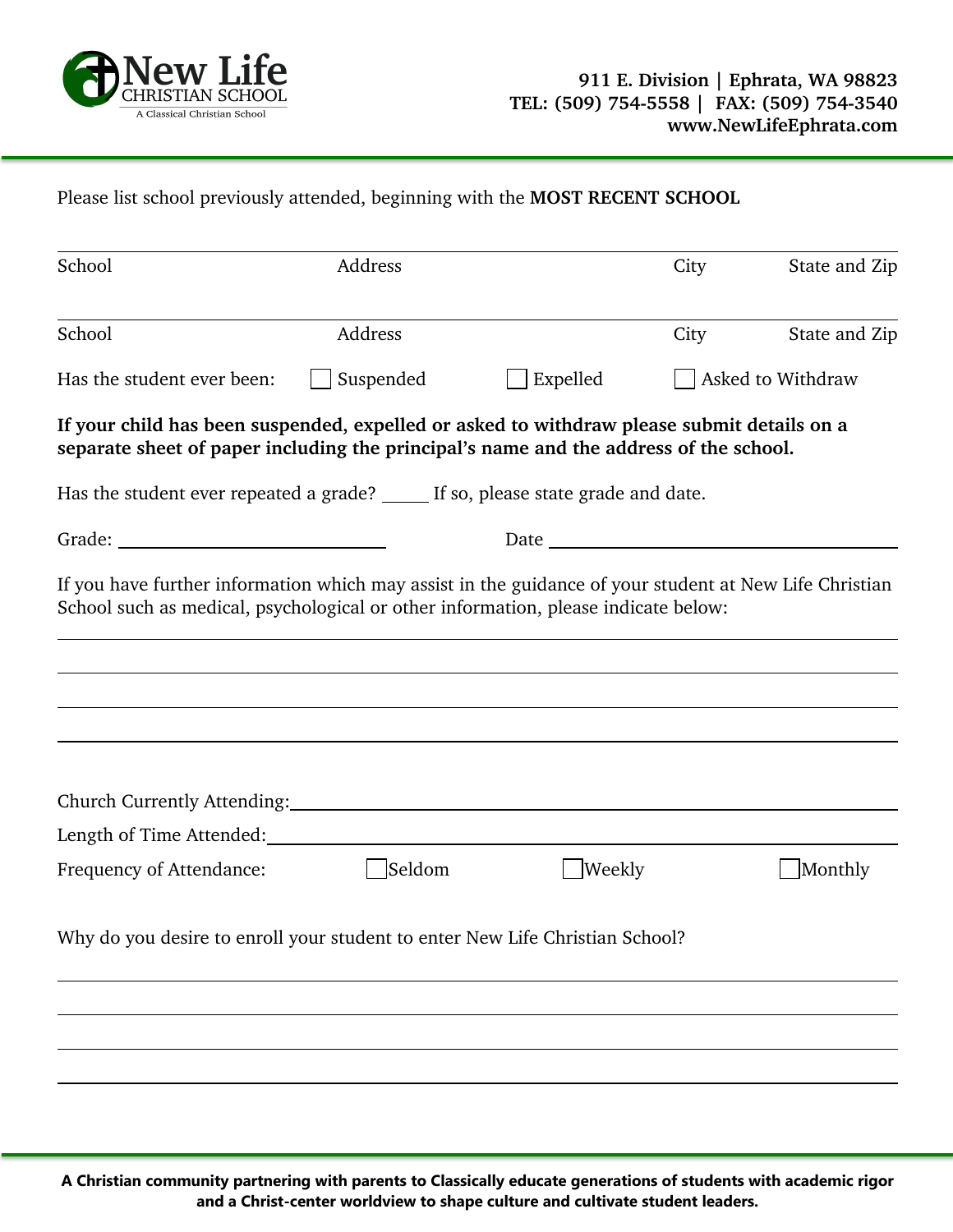Please list school previously attended, beginning with the **MOST RECENT SCHOOL**

| School | Address | City | State and Zip |
|---|---|---|---|
| School | Address | City | State and Zip |

Has the student ever been: ☐ Suspended ☐ Expelled ☐ Asked to Withdraw

**If your child has been suspended, expelled or asked to withdraw please submit details on a separate sheet of paper including the principal's name and the address of the school.**

Has the student ever repeated a grade? _____ If so, please state grade and date.

Grade: ______________________________ Date ______________________________

If you have further information which may assist in the guidance of your student at New Life Christian School such as medical, psychological or other information, please indicate below:

______________________________________________________________________

______________________________________________________________________

______________________________________________________________________

______________________________________________________________________

Church Currently Attending:______________________________________________

Length of Time Attended:________________________________________________

Frequency of Attendance: ☐ Seldom ☐ Weekly ☐ Monthly

Why do you desire to enroll your student to enter New Life Christian School?

______________________________________________________________________

______________________________________________________________________

______________________________________________________________________

______________________________________________________________________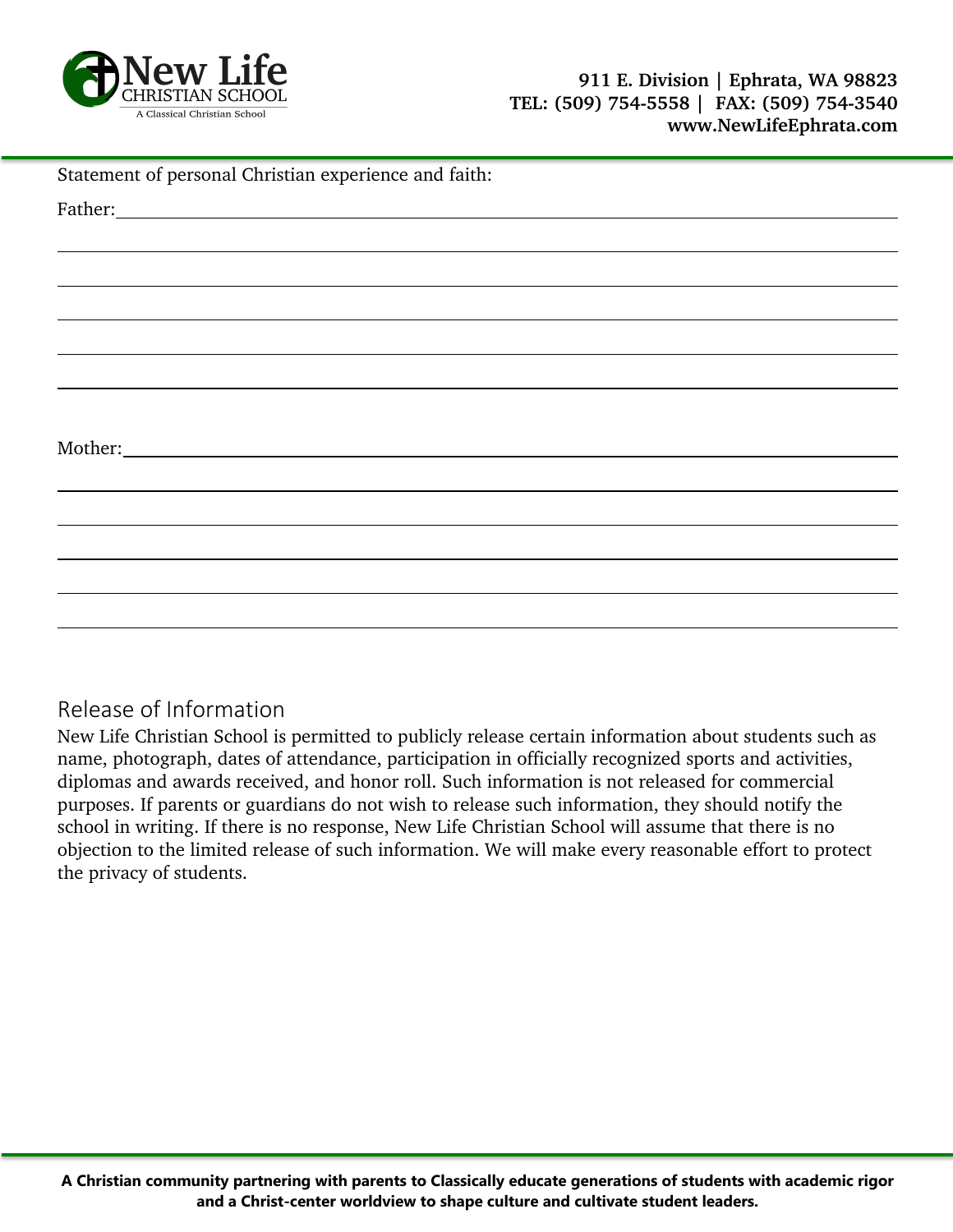Statement of personal Christian experience and faith:

Father: ____________________________________________________________

____________________________________________________________

____________________________________________________________

____________________________________________________________

____________________________________________________________

____________________________________________________________

Mother: ____________________________________________________________

____________________________________________________________

____________________________________________________________

____________________________________________________________

____________________________________________________________

____________________________________________________________

## Release of Information

New Life Christian School is permitted to publicly release certain information about students such as name, photograph, dates of attendance, participation in officially recognized sports and activities, diplomas and awards received, and honor roll. Such information is not released for commercial purposes. If parents or guardians do not wish to release such information, they should notify the school in writing. If there is no response, New Life Christian School will assume that there is no objection to the limited release of such information. We will make every reasonable effort to protect the privacy of students.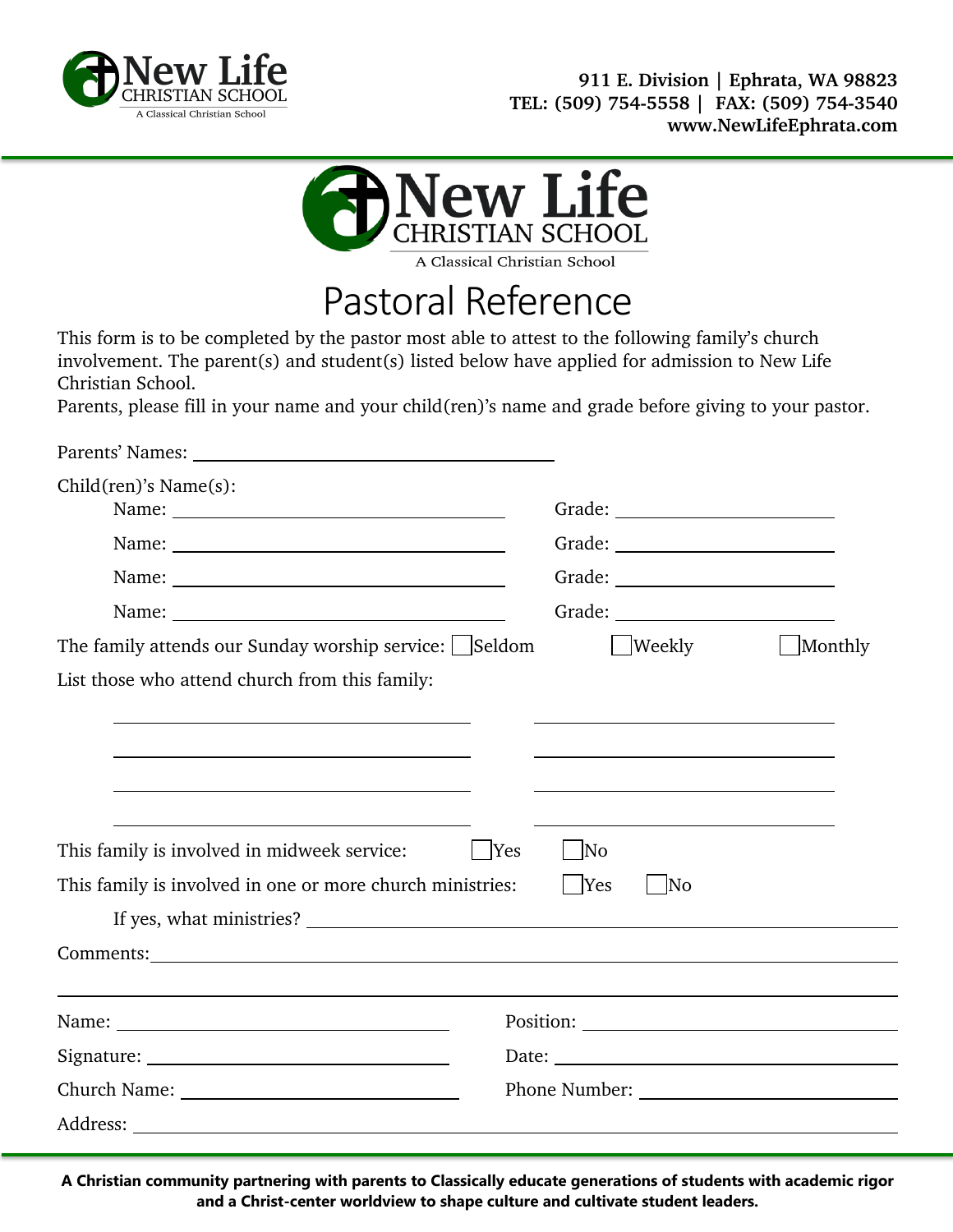New Life CHRISTIAN SCHOOL
A Classical Christian School

911 E. Division | Ephrata, WA 98823
TEL: (509) 754-5558 | FAX: (509) 754-3540
www.NewLifeEphrata.com

New Life CHRISTIAN SCHOOL
A Classical Christian School

# Pastoral Reference

This form is to be completed by the pastor most able to attest to the following family's church involvement. The parent(s) and student(s) listed below have applied for admission to New Life Christian School.
Parents, please fill in your name and your child(ren)'s name and grade before giving to your pastor.

Parents' Names: ______________________________

Child(ren)'s Name(s):

Name: ______________________________ Grade: ____________________

Name: ______________________________ Grade: ____________________

Name: ______________________________ Grade: ____________________

Name: ______________________________ Grade: ____________________

The family attends our Sunday worship service: ☐ Seldom ☐ Weekly ☐ Monthly

List those who attend church from this family:

______________________________ ______________________________

______________________________ ______________________________

______________________________ ______________________________

______________________________ ______________________________

This family is involved in midweek service: ☐ Yes ☐ No

This family is involved in one or more church ministries: ☐ Yes ☐ No

If yes, what ministries? ______________________________

Comments: ______________________________

______________________________

Name: ______________________________ Position: ______________________________

Signature: ______________________________ Date: ______________________________

Church Name: ______________________________ Phone Number: ______________________________

Address: ______________________________

**A Christian community partnering with parents to Classically educate generations of students with academic rigor and a Christ-center worldview to shape culture and cultivate student leaders.**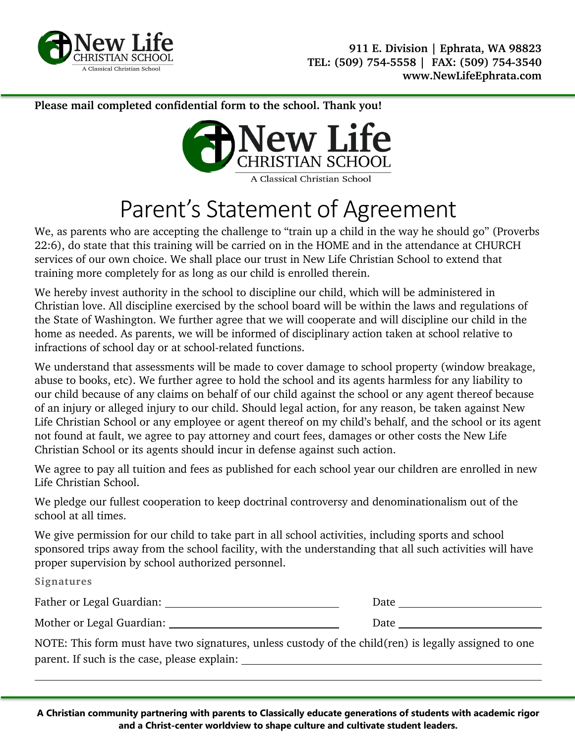**Please mail completed confidential form to the school. Thank you!**

New Life CHRISTIAN SCHOOL

A Classical Christian School

# Parent's Statement of Agreement

We, as parents who are accepting the challenge to "train up a child in the way he should go" (Proverbs 22:6), do state that this training will be carried on in the HOME and in the attendance at CHURCH services of our own choice. We shall place our trust in New Life Christian School to extend that training more completely for as long as our child is enrolled therein.

We hereby invest authority in the school to discipline our child, which will be administered in Christian love. All discipline exercised by the school board will be within the laws and regulations of the State of Washington. We further agree that we will cooperate and will discipline our child in the home as needed. As parents, we will be informed of disciplinary action taken at school relative to infractions of school day or at school-related functions.

We understand that assessments will be made to cover damage to school property (window breakage, abuse to books, etc). We further agree to hold the school and its agents harmless for any liability to our child because of any claims on behalf of our child against the school or any agent thereof because of an injury or alleged injury to our child. Should legal action, for any reason, be taken against New Life Christian School or any employee or agent thereof on my child's behalf, and the school or its agent not found at fault, we agree to pay attorney and court fees, damages or other costs the New Life Christian School or its agents should incur in defense against such action.

We agree to pay all tuition and fees as published for each school year our children are enrolled in new Life Christian School.

We pledge our fullest cooperation to keep doctrinal controversy and denominationalism out of the school at all times.

We give permission for our child to take part in all school activities, including sports and school sponsored trips away from the school facility, with the understanding that all such activities will have proper supervision by school authorized personnel.

**Signatures**

Father or Legal Guardian: ______________________________ Date ______________________

Mother or Legal Guardian: ______________________________ Date ______________________

NOTE: This form must have two signatures, unless custody of the child(ren) is legally assigned to one parent. If such is the case, please explain: ______________________________________________

_____________________________________________________________________________

**A Christian community partnering with parents to Classically educate generations of students with academic rigor and a Christ-center worldview to shape culture and cultivate student leaders.**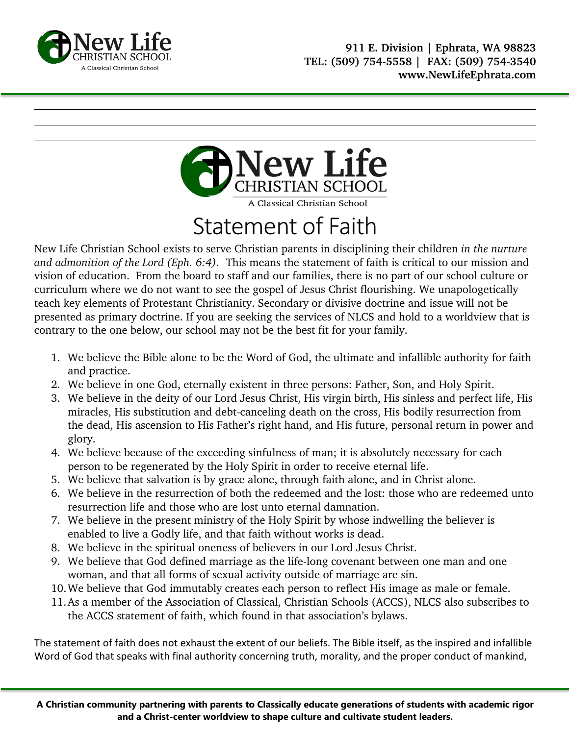New Life Christian School
A Classical Christian School

# Statement of Faith

New Life Christian School exists to serve Christian parents in disciplining their children *in the nurture and admonition of the Lord (Eph. 6:4)*. This means the statement of faith is critical to our mission and vision of education. From the board to staff and our families, there is no part of our school culture or curriculum where we do not want to see the gospel of Jesus Christ flourishing. We unapologetically teach key elements of Protestant Christianity. Secondary or divisive doctrine and issue will not be presented as primary doctrine. If you are seeking the services of NLCS and hold to a worldview that is contrary to the one below, our school may not be the best fit for your family.

1. We believe the Bible alone to be the Word of God, the ultimate and infallible authority for faith and practice.
2. We believe in one God, eternally existent in three persons: Father, Son, and Holy Spirit.
3. We believe in the deity of our Lord Jesus Christ, His virgin birth, His sinless and perfect life, His miracles, His substitution and debt-canceling death on the cross, His bodily resurrection from the dead, His ascension to His Father's right hand, and His future, personal return in power and glory.
4. We believe because of the exceeding sinfulness of man; it is absolutely necessary for each person to be regenerated by the Holy Spirit in order to receive eternal life.
5. We believe that salvation is by grace alone, through faith alone, and in Christ alone.
6. We believe in the resurrection of both the redeemed and the lost: those who are redeemed unto resurrection life and those who are lost unto eternal damnation.
7. We believe in the present ministry of the Holy Spirit by whose indwelling the believer is enabled to live a Godly life, and that faith without works is dead.
8. We believe in the spiritual oneness of believers in our Lord Jesus Christ.
9. We believe that God defined marriage as the life-long covenant between one man and one woman, and that all forms of sexual activity outside of marriage are sin.
10. We believe that God immutably creates each person to reflect His image as male or female.
11. As a member of the Association of Classical, Christian Schools (ACCS), NLCS also subscribes to the ACCS statement of faith, which found in that association's bylaws.

The statement of faith does not exhaust the extent of our beliefs. The Bible itself, as the inspired and infallible Word of God that speaks with final authority concerning truth, morality, and the proper conduct of mankind,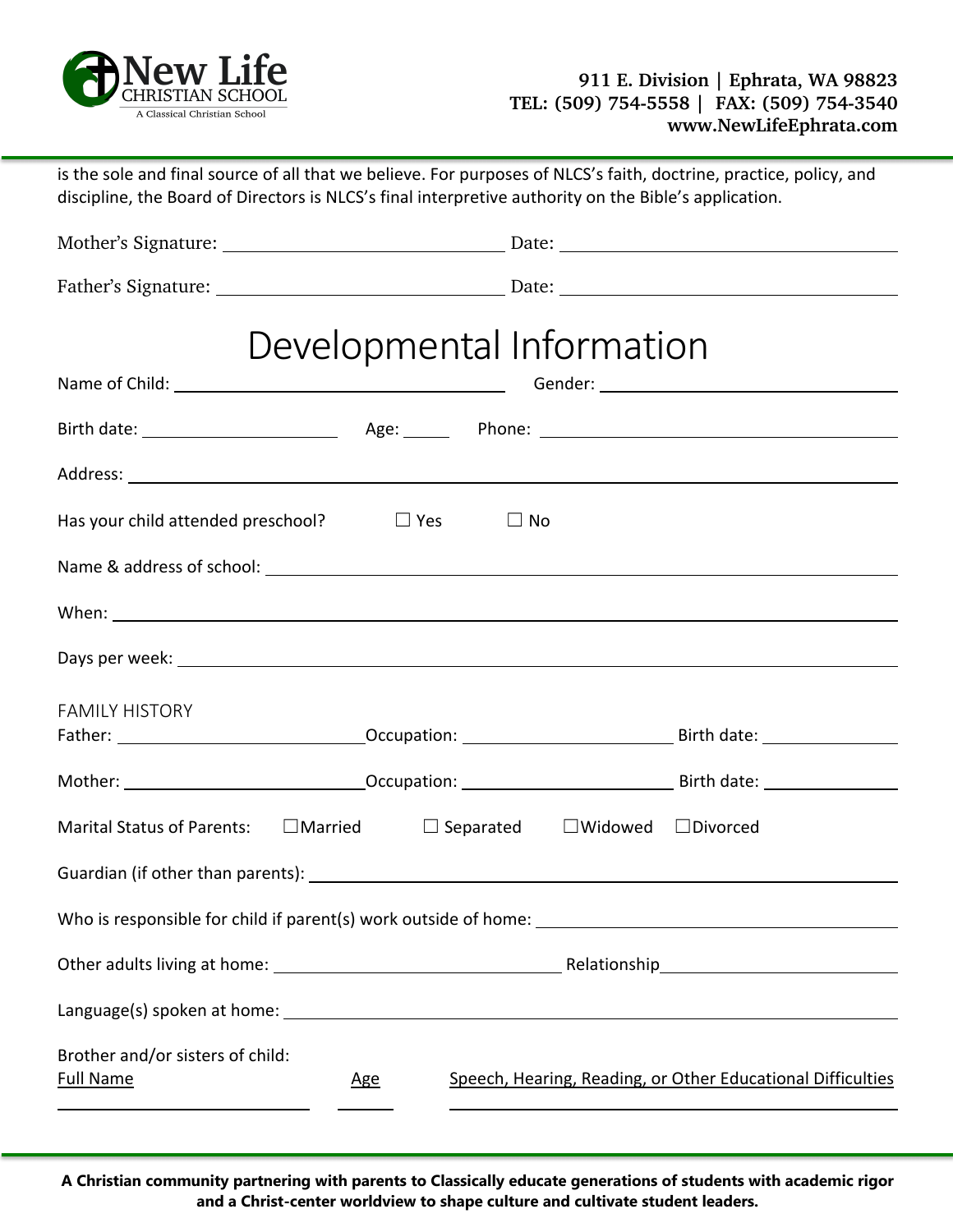is the sole and final source of all that we believe. For purposes of NLCS's faith, doctrine, practice, policy, and discipline, the Board of Directors is NLCS's final interpretive authority on the Bible's application.

Mother's Signature: ______________________ Date: ______________________

Father's Signature: ______________________ Date: ______________________

# Developmental Information

Name of Child: ______________________ Gender: ______________________

Birth date: ______________ Age: _____ Phone: ______________________

Address: ____________________________________________

Has your child attended preschool? ☐ Yes ☐ No

Name & address of school: ____________________________________________

When: ____________________________________________

Days per week: ____________________________________________

FAMILY HISTORY

Father: ______________________Occupation: ______________________ Birth date: ______________

Mother: ______________________Occupation: ______________________ Birth date: ______________

Marital Status of Parents: ☐Married ☐ Separated ☐Widowed ☐Divorced

Guardian (if other than parents): ____________________________________________

Who is responsible for child if parent(s) work outside of home: ______________________

Other adults living at home: ______________________ Relationship______________________

Language(s) spoken at home: ____________________________________________

Brother and/or sisters of child:

| Full Name | Age | Speech, Hearing, Reading, or Other Educational Difficulties |
|---|---|---|
| | | |

A Christian community partnering with parents to Classically educate generations of students with academic rigor and a Christ-center worldview to shape culture and cultivate student leaders.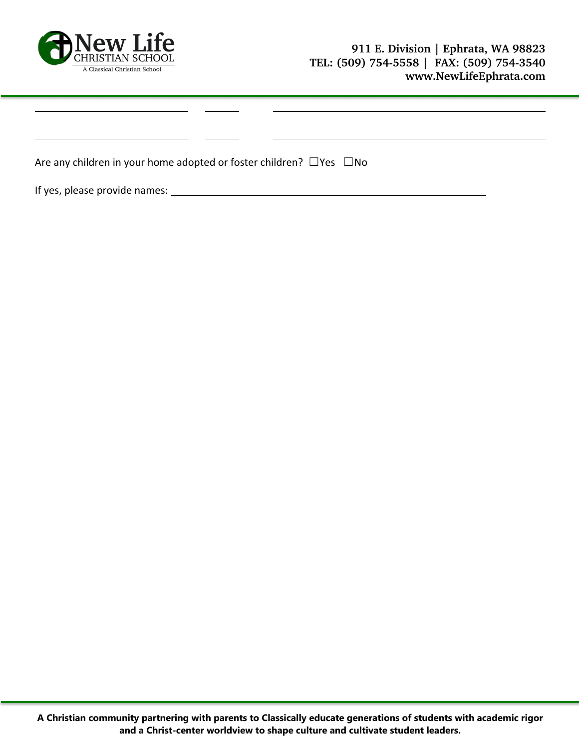Are any children in your home adopted or foster children? ☐Yes ☐No

If yes, please provide names: ______________________________________________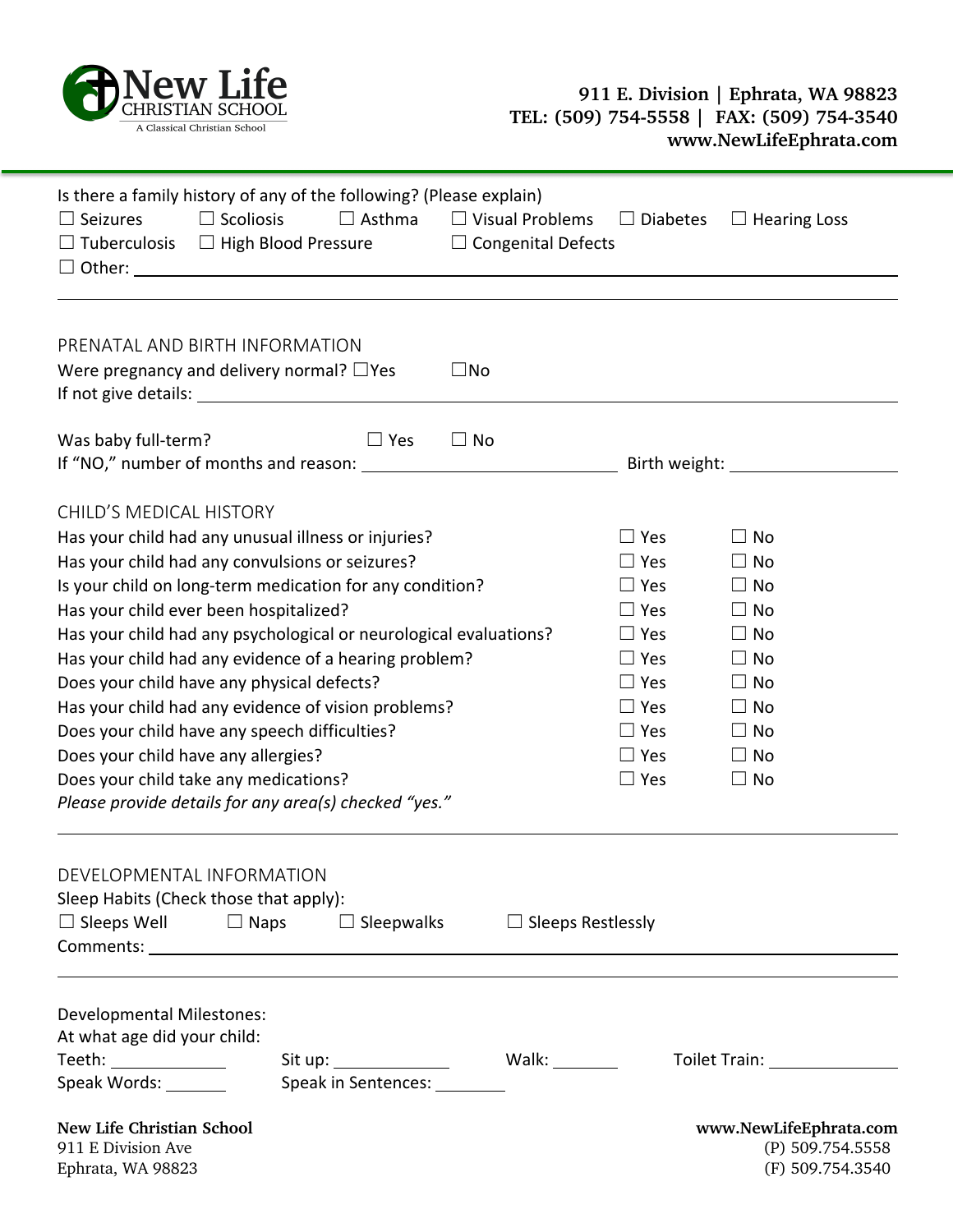Is there a family history of any of the following? (Please explain)

☐ Seizures ☐ Scoliosis ☐ Asthma ☐ Visual Problems ☐ Diabetes ☐ Hearing Loss

☐ Tuberculosis ☐ High Blood Pressure ☐ Congenital Defects

☐ Other: ______________________________________________

______________________________________________

## PRENATAL AND BIRTH INFORMATION

Were pregnancy and delivery normal? ☐Yes ☐No

If not give details: ______________________________________________

Was baby full-term? ☐ Yes ☐ No

If "NO," number of months and reason: ____________________ Birth weight: ____________

## CHILD'S MEDICAL HISTORY

| | | |
|---|---|---|
| Has your child had any unusual illness or injuries? | ☐ Yes | ☐ No |
| Has your child had any convulsions or seizures? | ☐ Yes | ☐ No |
| Is your child on long-term medication for any condition? | ☐ Yes | ☐ No |
| Has your child ever been hospitalized? | ☐ Yes | ☐ No |
| Has your child had any psychological or neurological evaluations? | ☐ Yes | ☐ No |
| Has your child had any evidence of a hearing problem? | ☐ Yes | ☐ No |
| Does your child have any physical defects? | ☐ Yes | ☐ No |
| Has your child had any evidence of vision problems? | ☐ Yes | ☐ No |
| Does your child have any speech difficulties? | ☐ Yes | ☐ No |
| Does your child have any allergies? | ☐ Yes | ☐ No |
| Does your child take any medications? | ☐ Yes | ☐ No |

*Please provide details for any area(s) checked "yes."*

______________________________________________

## DEVELOPMENTAL INFORMATION

Sleep Habits (Check those that apply):

☐ Sleeps Well ☐ Naps ☐ Sleepwalks ☐ Sleeps Restlessly

Comments: ______________________________________________

______________________________________________

Developmental Milestones:

At what age did your child:

Teeth: __________ Sit up: __________ Walk: _______ Toilet Train: __________

Speak Words: _______ Speak in Sentences: _______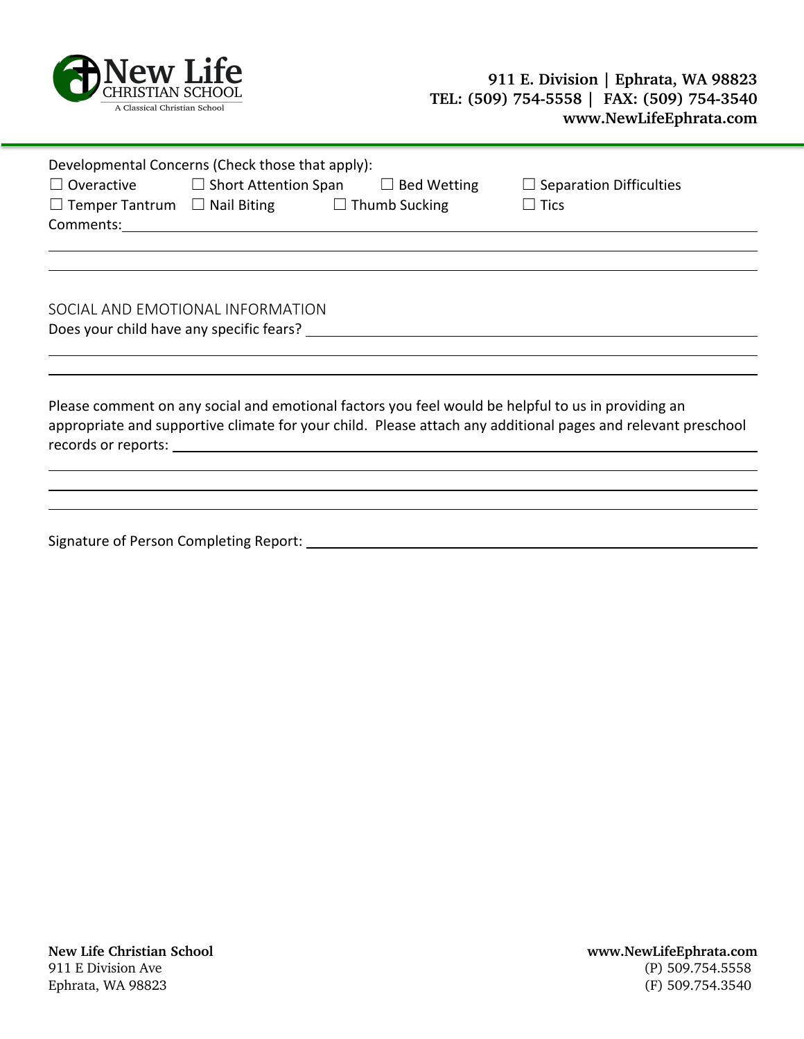Developmental Concerns (Check those that apply):

☐ Overactive ☐ Short Attention Span ☐ Bed Wetting ☐ Separation Difficulties

☐ Temper Tantrum ☐ Nail Biting ☐ Thumb Sucking ☐ Tics

Comments: ______________________________________________________________

______________________________________________________________

______________________________________________________________

SOCIAL AND EMOTIONAL INFORMATION

Does your child have any specific fears? ______________________________________________________________

______________________________________________________________

______________________________________________________________

Please comment on any social and emotional factors you feel would be helpful to us in providing an appropriate and supportive climate for your child. Please attach any additional pages and relevant preschool records or reports: ______________________________________________________________

______________________________________________________________

______________________________________________________________

______________________________________________________________

Signature of Person Completing Report: ______________________________________________________________